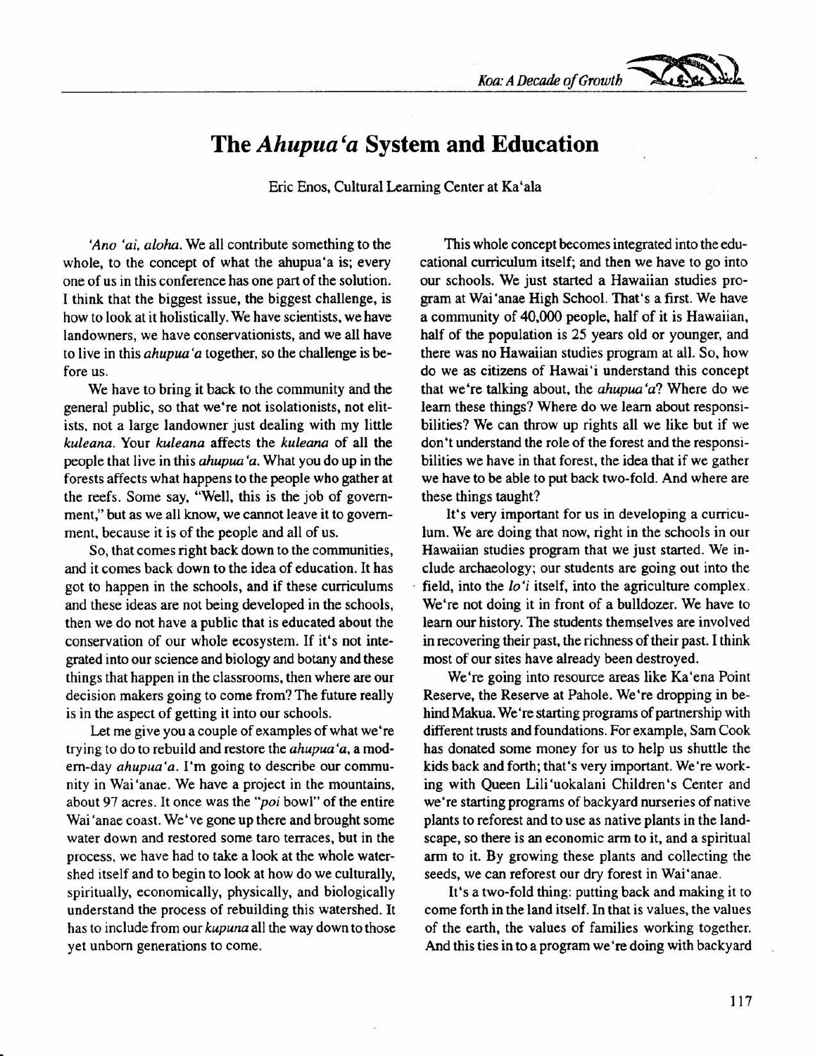# The *Ahupua'a* System and Education

Eric Enos, Cultural Learning Center at Ka'ala

*'Ano 'ai, aloha.* We all contribute something to the whole, to the concept of what the ahupua'a is; every one of us in this conference has one part of the solution. I think that the biggest issue, the biggest challenge, is how to look at it holistically. We have scientists, we have landowners, we have conservationists, and we all have to live in this *ahupua'a* together, so the challenge is before us.

We have to bring it back to the community and the general public, so that we're not isolationists, not elitists, not a large landowner just dealing with my little *kuleana*. Your *kuleana* affects the *kuleana* of all the people that live in this *ahupua'a*. What you do up in the forests affects what happens to the people who gather at the reefs. Some say, "Well, this is the job of government," but as we all know, we cannot leave it to government, because it is of the people and all of us.

So, that comes right back down to the communities, and it comes back down to the idea of education. It has got to happen in the schools, and if these curriculums and these ideas are not being developed in the schools, then we do not have a public that is educated about the conservation of our whole ecosystem. If it's not integrated into our science and biology and botany and these things that happen in the classrooms, then where are our decision makers going to come from? The future really is in the aspect of getting it into our schools.

Let me give you a couple of examples of what we're trying to do to rebuild and restore the *ahupua'a*, a modern-day *ahupua'a*. I'm going to describe our community in Wai'anae. We have a project in the mountains, about 97 acres. It once was the "*poi* bowl" of the entire Wai'anae coast. We've gone up there and brought some water down and restored some taro terraces, but in the process, we have had to take a look at the whole watershed itself and to begin to look at how do we culturally, spiritually, economically, physically, and biologically understand the process of rebuilding this watershed. It has to include from our *kupuna* all the way down to those yet unborn generations to come.

This whole concept becomes integrated into the educational curriculum itself; and then we have to go into our schools. We just started a Hawaiian studies program at Wai'anae High School. That's a first. We have a community of 40,000 people, half of it is Hawaiian, half of the population is 25 years old or younger, and there was no Hawaiian studies program at all. So, how do we as citizens of Hawai'i understand this concept that we're talking about, the *ahupua'a*? Where do we learn these things? Where do we learn about responsibilities? We can throw up rights all we like but if we don't understand the role of the forest and the responsibilities we have in that forest, the idea that if we gather we have to be able to put back two-fold. And where are these things taught?

It's very important for us in developing a curriculum. We are doing that now, right in the schools in our Hawaiian studies program that we just started. We include archaeology; our students are going out into the field, into the *lo'i* itself, into the agriculture complex. We're not doing it in front of a bulldozer. We have to learn our history. The students themselves are involved in recovering their past, the richness of their past. I think most of our sites have already been destroyed.

We're going into resource areas like Ka'ena Point Reserve, the Reserve at Pahole. We're dropping in behind Makua. We're starting programs of partnership with different trusts and foundations. For example, Sam Cook has donated some money for us to help us shuttle the kids back and forth; that's very important. We're working with Queen Lili'uokalani Children's Center and we're starting programs of backyard nurseries of native plants to reforest and to use as native plants in the landscape, so there is an economic arm to it, and a spiritual arm to it. By growing these plants and collecting the seeds, we can reforest our dry forest in Wai'anae.

It's a two-fold thing: putting back and making it to come forth in the land itself. In that is values, the values of the earth, the values of families working together. And this ties in to a program we're doing with backyard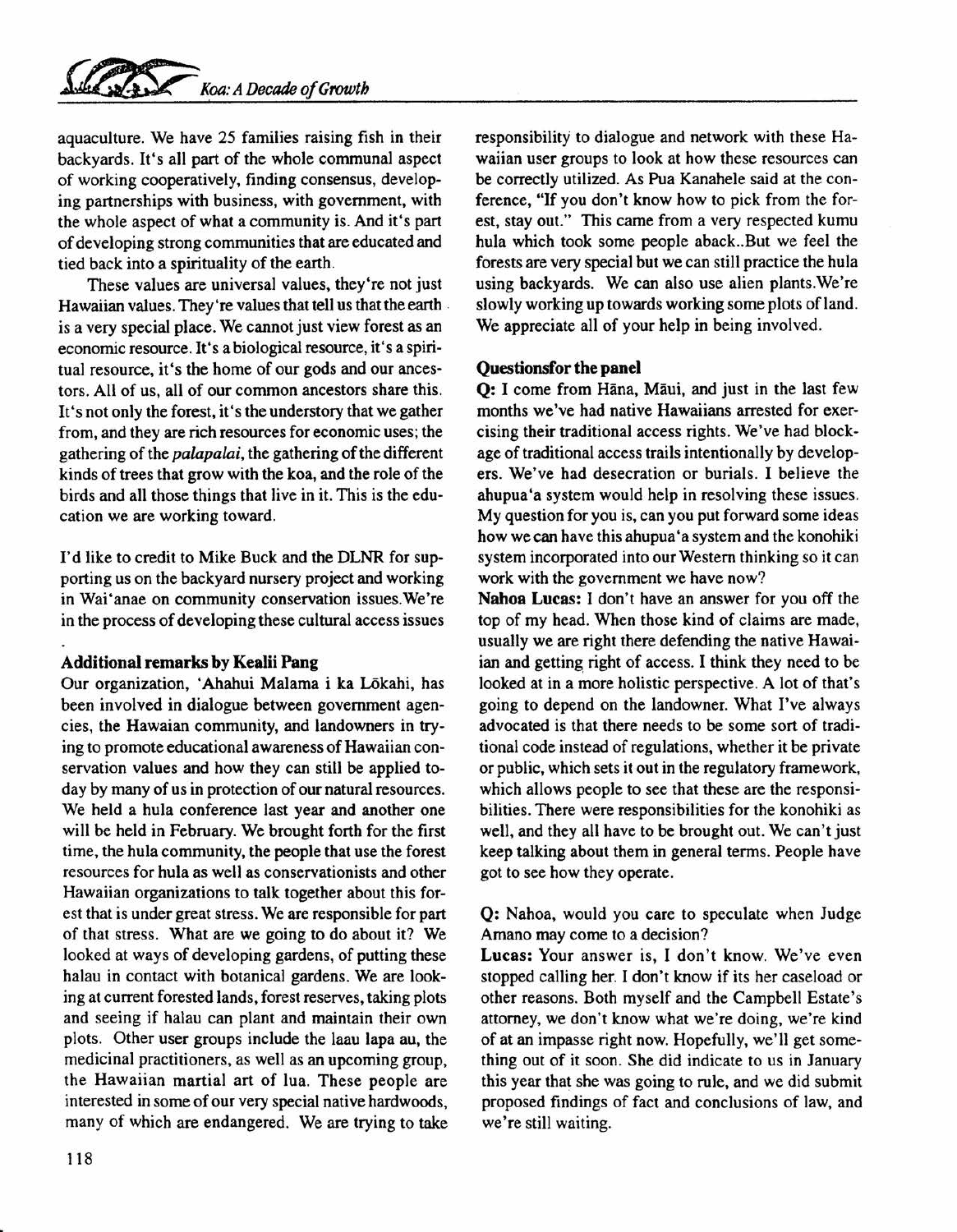aquaculture. We have 25 families raising fish in their backyards. It's all part of the whole communal aspect of working cooperatively, finding consensus, developing partnerships with business, with government, with the whole aspect of what a community is. And it's part of developing strong communities that are educated and tied back into a spirituality of the earth.

These values are universal values, they're not just Hawaiian values. They're values that tell us that the earth is a very special place. We cannot just view forest as an economic resource. It's a biological resource, it's a spiritual resource, it's the home of our gods and our ancestors. All of us, all of our common ancestors share this. It's not only the forest, it's the understory that we gather from, and they are rich resources for economic uses; the gathering of the *palapalai*, the gathering of the different kinds of trees that grow with the koa, and the role of the birds and all those things that live in it. This is the education we are working toward.

I'd like to credit to Mike Buck and the DLNR for supporting us on the backyard nursery project and working in Wai'anae on community conservation issues.We're in the process of developing these cultural access issues

.

**Additional remarks by Kealii Pang**

Our organization, 'Ahahui Malama i ka Lōkahi, has been involved in dialogue between government agencies, the Hawaiian community, and landowners in trying to promote educational awareness of Hawaiian conservation values and how they can still be applied today by many of us in protection of our natural resources. We held a hula conference last year and another one will be held in February. We brought forth for the first time, the hula community, the people that use the forest resources for hula as well as conservationists and other Hawaiian organizations to talk together about this forest that is under great stress. We are responsible for part of that stress. What are we going to do about it? We looked at ways of developing gardens, of putting these halau in contact with botanical gardens. We are looking at current forested lands, forest reserves, taking plots and seeing if halau can plant and maintain their own plots. Other user groups include the laau lapa au, the medicinal practitioners, as well as an upcoming group, the Hawaiian martial art of lua. These people are interested in some of our very special native hardwoods, many of which are endangered. We are trying to take responsibility to dialogue and network with these Hawaiian user groups to look at how these resources can be correctly utilized. As Pua Kanahele said at the conference, "If you don't know how to pick from the forest, stay out." This came from a very respected kumu hula which took some people aback..But we feel the forests are very special but we can still practice the hula using backyards. We can also use alien plants.We're slowly working up towards working some plots of land. We appreciate all of your help in being involved.

**Questionsfor the panel**

**Q:** I come from Hāna, Māui, and just in the last few months we've had native Hawaiians arrested for exercising their traditional access rights. We've had blockage of traditional access trails intentionally by developers. We've had desecration or burials. I believe the ahupua'a system would help in resolving these issues. My question for you is, can you put forward some ideas how we can have this ahupua'a system and the konohiki system incorporated into our Western thinking so it can work with the government we have now?

**Nahoa Lucas:** I don't have an answer for you off the top of my head. When those kind of claims are made, usually we are right there defending the native Hawaiian and getting right of access. I think they need to be looked at in a more holistic perspective. A lot of that's going to depend on the landowner. What I've always advocated is that there needs to be some sort of traditional code instead of regulations, whether it be private or public, which sets it out in the regulatory framework, which allows people to see that these are the responsibilities. There were responsibilities for the konohiki as well, and they all have to be brought out. We can't just keep talking about them in general terms. People have got to see how they operate.

**Q:** Nahoa, would you care to speculate when Judge Amano may come to a decision?

**Lucas:** Your answer is, I don't know. We've even stopped calling her. I don't know if its her caseload or other reasons. Both myself and the Campbell Estate's attorney, we don't know what we're doing, we're kind of at an impasse right now. Hopefully, we'll get something out of it soon. She did indicate to us in January this year that she was going to rule, and we did submit proposed findings of fact and conclusions of law, and we're still waiting.